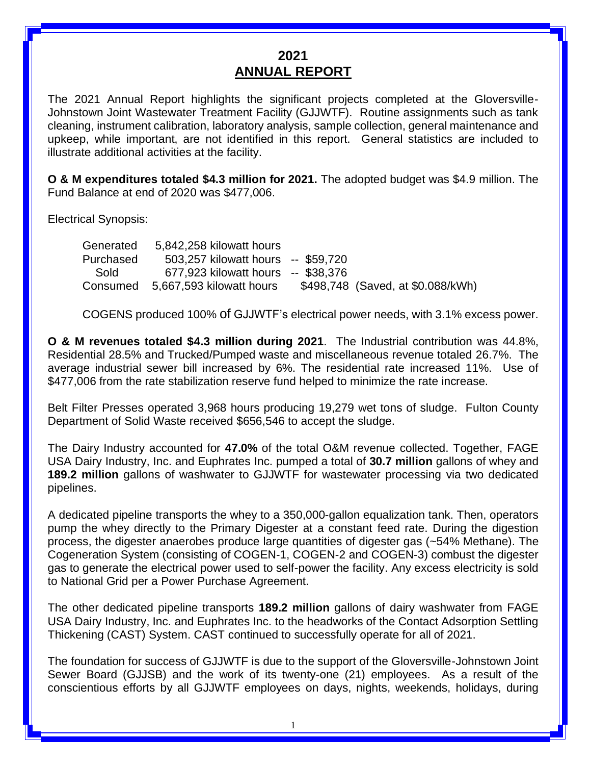# 2021
# ANNUAL REPORT

The 2021 Annual Report highlights the significant projects completed at the Gloversville-Johnstown Joint Wastewater Treatment Facility (GJJWTF). Routine assignments such as tank cleaning, instrument calibration, laboratory analysis, sample collection, general maintenance and upkeep, while important, are not identified in this report. General statistics are included to illustrate additional activities at the facility.

**O & M expenditures totaled $4.3 million for 2021.** The adopted budget was $4.9 million. The Fund Balance at end of 2020 was $477,006.

Electrical Synopsis:

| | | |
|---|---|---|
| Generated | 5,842,258 kilowatt hours | |
| Purchased | 503,257 kilowatt hours | -- $59,720 |
| Sold | 677,923 kilowatt hours | -- $38,376 |
| Consumed | 5,667,593 kilowatt hours | $498,748 (Saved, at $0.088/kWh) |

COGENS produced 100% of GJJWTF's electrical power needs, with 3.1% excess power.

**O & M revenues totaled $4.3 million during 2021**. The Industrial contribution was 44.8%, Residential 28.5% and Trucked/Pumped waste and miscellaneous revenue totaled 26.7%. The average industrial sewer bill increased by 6%. The residential rate increased 11%. Use of $477,006 from the rate stabilization reserve fund helped to minimize the rate increase.

Belt Filter Presses operated 3,968 hours producing 19,279 wet tons of sludge. Fulton County Department of Solid Waste received $656,546 to accept the sludge.

The Dairy Industry accounted for **47.0%** of the total O&M revenue collected. Together, FAGE USA Dairy Industry, Inc. and Euphrates Inc. pumped a total of **30.7 million** gallons of whey and **189.2 million** gallons of washwater to GJJWTF for wastewater processing via two dedicated pipelines.

A dedicated pipeline transports the whey to a 350,000-gallon equalization tank. Then, operators pump the whey directly to the Primary Digester at a constant feed rate. During the digestion process, the digester anaerobes produce large quantities of digester gas (~54% Methane). The Cogeneration System (consisting of COGEN-1, COGEN-2 and COGEN-3) combust the digester gas to generate the electrical power used to self-power the facility. Any excess electricity is sold to National Grid per a Power Purchase Agreement.

The other dedicated pipeline transports **189.2 million** gallons of dairy washwater from FAGE USA Dairy Industry, Inc. and Euphrates Inc. to the headworks of the Contact Adsorption Settling Thickening (CAST) System. CAST continued to successfully operate for all of 2021.

The foundation for success of GJJWTF is due to the support of the Gloversville-Johnstown Joint Sewer Board (GJJSB) and the work of its twenty-one (21) employees. As a result of the conscientious efforts by all GJJWTF employees on days, nights, weekends, holidays, during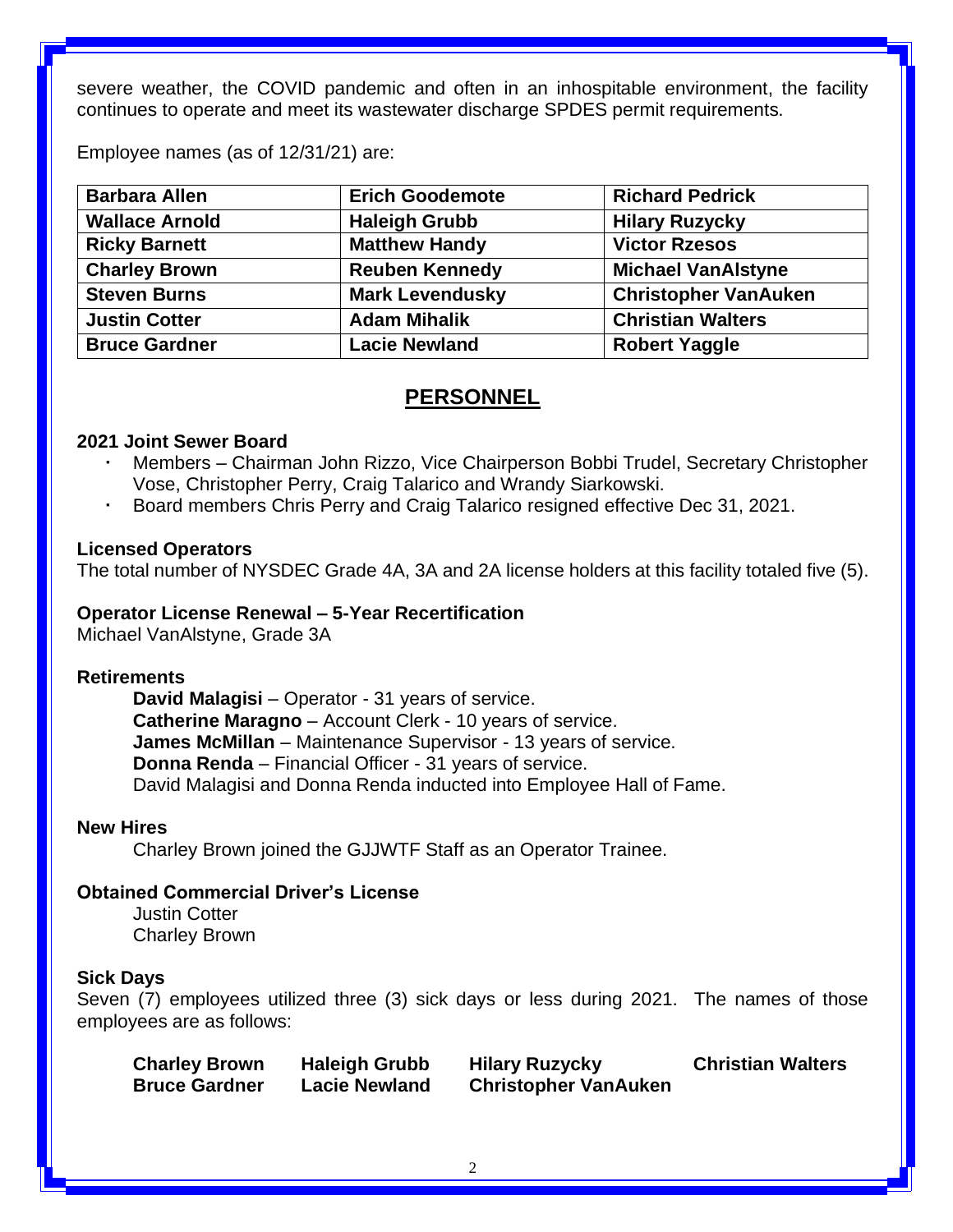severe weather, the COVID pandemic and often in an inhospitable environment, the facility continues to operate and meet its wastewater discharge SPDES permit requirements.

Employee names (as of 12/31/21) are:

| | | |
|---|---|---|
| **Barbara Allen** | **Erich Goodemote** | **Richard Pedrick** |
| **Wallace Arnold** | **Haleigh Grubb** | **Hilary Ruzycky** |
| **Ricky Barnett** | **Matthew Handy** | **Victor Rzesos** |
| **Charley Brown** | **Reuben Kennedy** | **Michael VanAlstyne** |
| **Steven Burns** | **Mark Levendusky** | **Christopher VanAuken** |
| **Justin Cotter** | **Adam Mihalik** | **Christian Walters** |
| **Bruce Gardner** | **Lacie Newland** | **Robert Yaggle** |

## PERSONNEL

**2021 Joint Sewer Board**

- Members – Chairman John Rizzo, Vice Chairperson Bobbi Trudel, Secretary Christopher Vose, Christopher Perry, Craig Talarico and Wrandy Siarkowski.
- Board members Chris Perry and Craig Talarico resigned effective Dec 31, 2021.

**Licensed Operators**

The total number of NYSDEC Grade 4A, 3A and 2A license holders at this facility totaled five (5).

**Operator License Renewal – 5-Year Recertification**

Michael VanAlstyne, Grade 3A

**Retirements**

**David Malagisi** – Operator - 31 years of service.
**Catherine Maragno** – Account Clerk - 10 years of service.
**James McMillan** – Maintenance Supervisor - 13 years of service.
**Donna Renda** – Financial Officer - 31 years of service.
David Malagisi and Donna Renda inducted into Employee Hall of Fame.

**New Hires**

Charley Brown joined the GJJWTF Staff as an Operator Trainee.

**Obtained Commercial Driver's License**

Justin Cotter
Charley Brown

**Sick Days**

Seven (7) employees utilized three (3) sick days or less during 2021. The names of those employees are as follows:

| | | | |
|---|---|---|---|
| **Charley Brown** | **Haleigh Grubb** | **Hilary Ruzycky** | **Christian Walters** |
| **Bruce Gardner** | **Lacie Newland** | **Christopher VanAuken** | |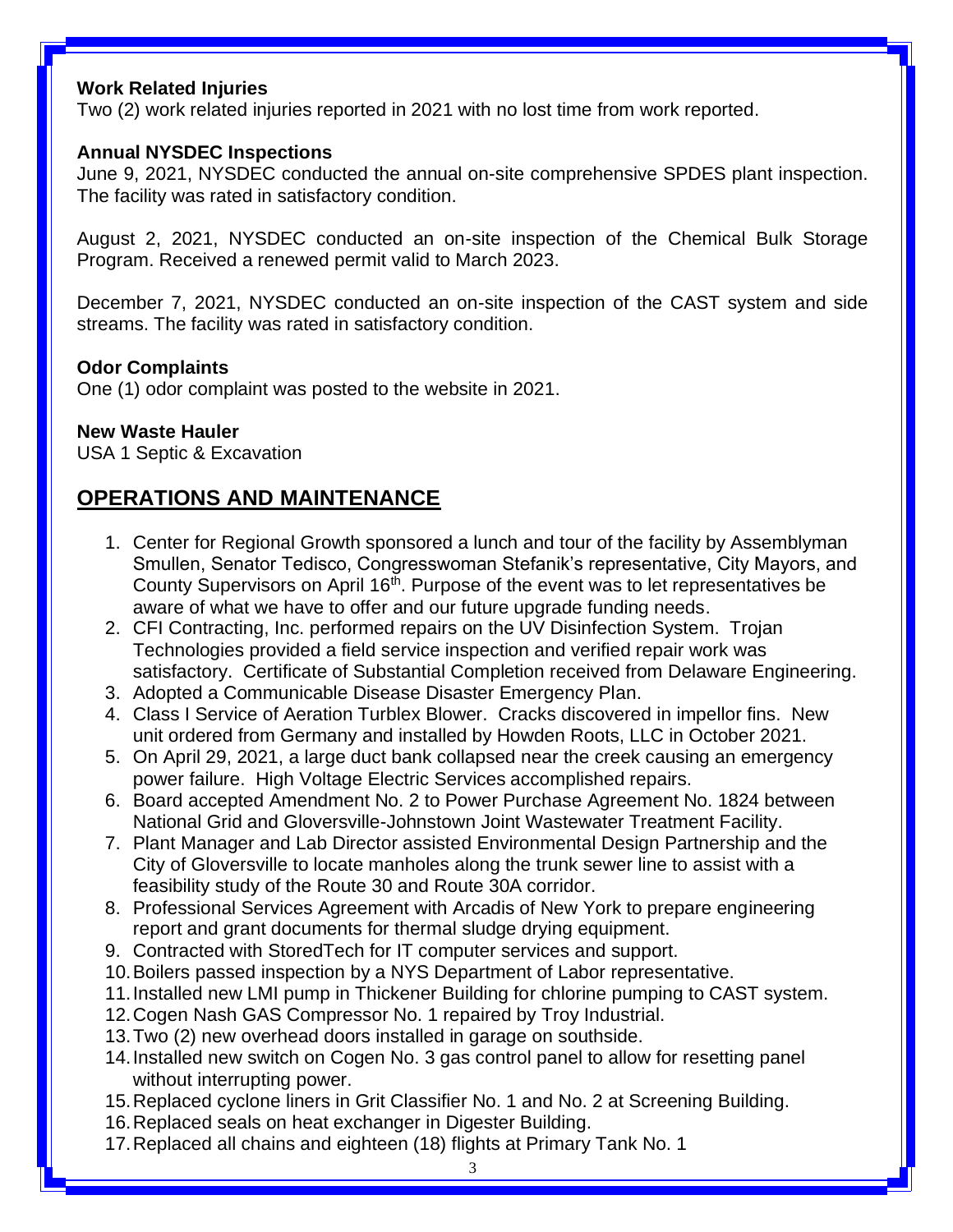**Work Related Injuries**
Two (2) work related injuries reported in 2021 with no lost time from work reported.

**Annual NYSDEC Inspections**
June 9, 2021, NYSDEC conducted the annual on-site comprehensive SPDES plant inspection. The facility was rated in satisfactory condition.

August 2, 2021, NYSDEC conducted an on-site inspection of the Chemical Bulk Storage Program. Received a renewed permit valid to March 2023.

December 7, 2021, NYSDEC conducted an on-site inspection of the CAST system and side streams. The facility was rated in satisfactory condition.

**Odor Complaints**
One (1) odor complaint was posted to the website in 2021.

**New Waste Hauler**
USA 1 Septic & Excavation

## OPERATIONS AND MAINTENANCE

1. Center for Regional Growth sponsored a lunch and tour of the facility by Assemblyman Smullen, Senator Tedisco, Congresswoman Stefanik's representative, City Mayors, and County Supervisors on April 16th. Purpose of the event was to let representatives be aware of what we have to offer and our future upgrade funding needs.
2. CFI Contracting, Inc. performed repairs on the UV Disinfection System. Trojan Technologies provided a field service inspection and verified repair work was satisfactory. Certificate of Substantial Completion received from Delaware Engineering.
3. Adopted a Communicable Disease Disaster Emergency Plan.
4. Class I Service of Aeration Turblex Blower. Cracks discovered in impellor fins. New unit ordered from Germany and installed by Howden Roots, LLC in October 2021.
5. On April 29, 2021, a large duct bank collapsed near the creek causing an emergency power failure. High Voltage Electric Services accomplished repairs.
6. Board accepted Amendment No. 2 to Power Purchase Agreement No. 1824 between National Grid and Gloversville-Johnstown Joint Wastewater Treatment Facility.
7. Plant Manager and Lab Director assisted Environmental Design Partnership and the City of Gloversville to locate manholes along the trunk sewer line to assist with a feasibility study of the Route 30 and Route 30A corridor.
8. Professional Services Agreement with Arcadis of New York to prepare engineering report and grant documents for thermal sludge drying equipment.
9. Contracted with StoredTech for IT computer services and support.
10. Boilers passed inspection by a NYS Department of Labor representative.
11. Installed new LMI pump in Thickener Building for chlorine pumping to CAST system.
12. Cogen Nash GAS Compressor No. 1 repaired by Troy Industrial.
13. Two (2) new overhead doors installed in garage on southside.
14. Installed new switch on Cogen No. 3 gas control panel to allow for resetting panel without interrupting power.
15. Replaced cyclone liners in Grit Classifier No. 1 and No. 2 at Screening Building.
16. Replaced seals on heat exchanger in Digester Building.
17. Replaced all chains and eighteen (18) flights at Primary Tank No. 1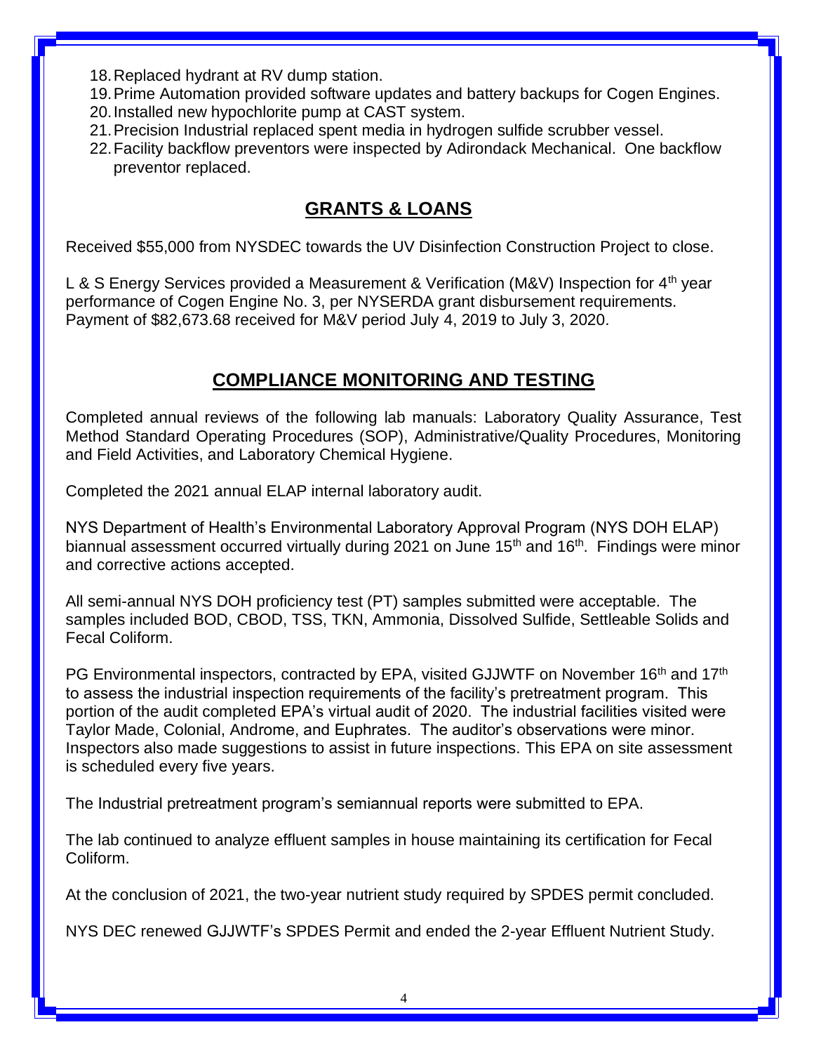18. Replaced hydrant at RV dump station.
19. Prime Automation provided software updates and battery backups for Cogen Engines.
20. Installed new hypochlorite pump at CAST system.
21. Precision Industrial replaced spent media in hydrogen sulfide scrubber vessel.
22. Facility backflow preventors were inspected by Adirondack Mechanical. One backflow preventor replaced.

## GRANTS & LOANS

Received $55,000 from NYSDEC towards the UV Disinfection Construction Project to close.

L & S Energy Services provided a Measurement & Verification (M&V) Inspection for 4th year performance of Cogen Engine No. 3, per NYSERDA grant disbursement requirements. Payment of $82,673.68 received for M&V period July 4, 2019 to July 3, 2020.

## COMPLIANCE MONITORING AND TESTING

Completed annual reviews of the following lab manuals: Laboratory Quality Assurance, Test Method Standard Operating Procedures (SOP), Administrative/Quality Procedures, Monitoring and Field Activities, and Laboratory Chemical Hygiene.

Completed the 2021 annual ELAP internal laboratory audit.

NYS Department of Health's Environmental Laboratory Approval Program (NYS DOH ELAP) biannual assessment occurred virtually during 2021 on June 15th and 16th. Findings were minor and corrective actions accepted.

All semi-annual NYS DOH proficiency test (PT) samples submitted were acceptable. The samples included BOD, CBOD, TSS, TKN, Ammonia, Dissolved Sulfide, Settleable Solids and Fecal Coliform.

PG Environmental inspectors, contracted by EPA, visited GJJWTF on November 16th and 17th to assess the industrial inspection requirements of the facility's pretreatment program. This portion of the audit completed EPA's virtual audit of 2020. The industrial facilities visited were Taylor Made, Colonial, Androme, and Euphrates. The auditor's observations were minor. Inspectors also made suggestions to assist in future inspections. This EPA on site assessment is scheduled every five years.

The Industrial pretreatment program's semiannual reports were submitted to EPA.

The lab continued to analyze effluent samples in house maintaining its certification for Fecal Coliform.

At the conclusion of 2021, the two-year nutrient study required by SPDES permit concluded.

NYS DEC renewed GJJWTF's SPDES Permit and ended the 2-year Effluent Nutrient Study.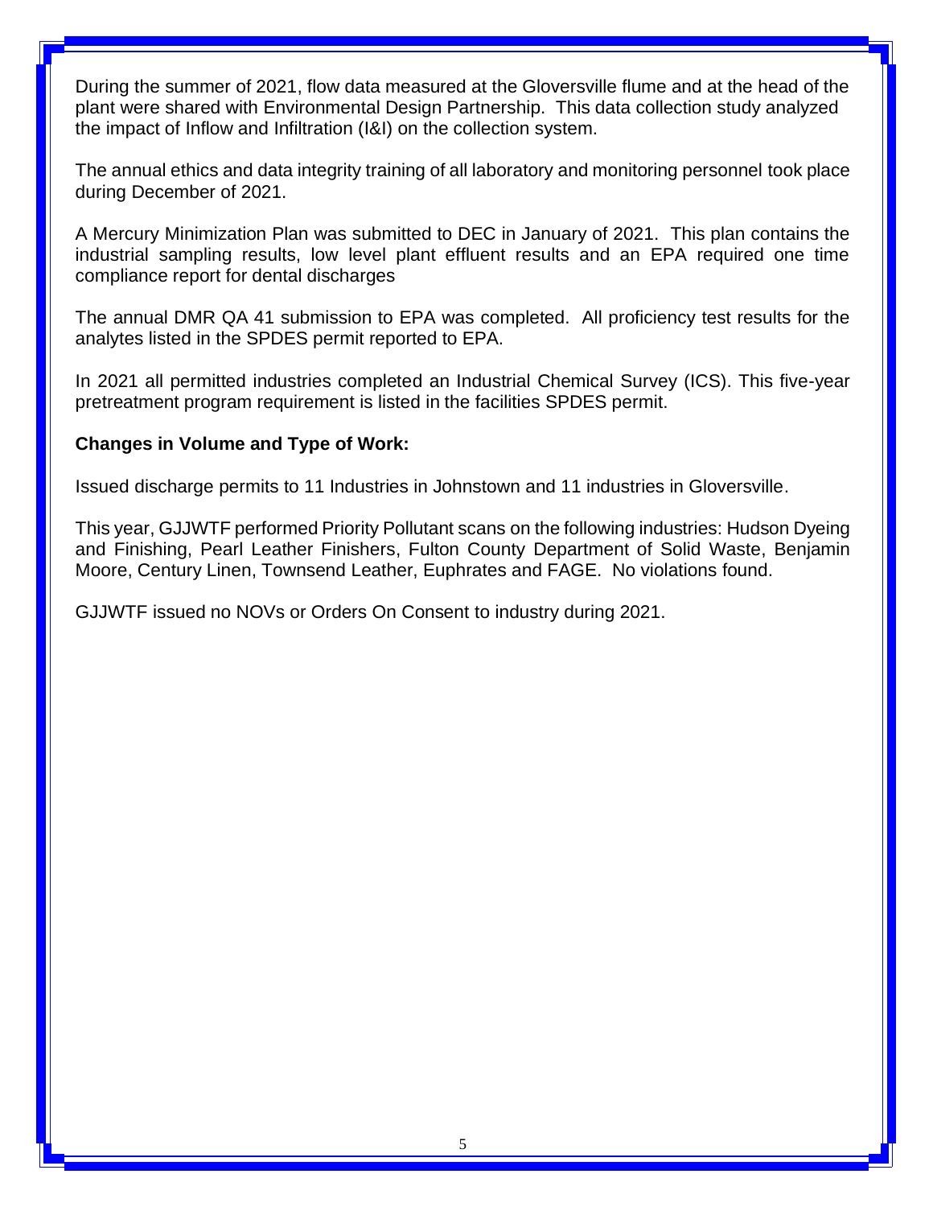During the summer of 2021, flow data measured at the Gloversville flume and at the head of the plant were shared with Environmental Design Partnership. This data collection study analyzed the impact of Inflow and Infiltration (I&I) on the collection system.

The annual ethics and data integrity training of all laboratory and monitoring personnel took place during December of 2021.

A Mercury Minimization Plan was submitted to DEC in January of 2021. This plan contains the industrial sampling results, low level plant effluent results and an EPA required one time compliance report for dental discharges

The annual DMR QA 41 submission to EPA was completed. All proficiency test results for the analytes listed in the SPDES permit reported to EPA.

In 2021 all permitted industries completed an Industrial Chemical Survey (ICS). This five-year pretreatment program requirement is listed in the facilities SPDES permit.

**Changes in Volume and Type of Work:**

Issued discharge permits to 11 Industries in Johnstown and 11 industries in Gloversville.

This year, GJJWTF performed Priority Pollutant scans on the following industries: Hudson Dyeing and Finishing, Pearl Leather Finishers, Fulton County Department of Solid Waste, Benjamin Moore, Century Linen, Townsend Leather, Euphrates and FAGE. No violations found.

GJJWTF issued no NOVs or Orders On Consent to industry during 2021.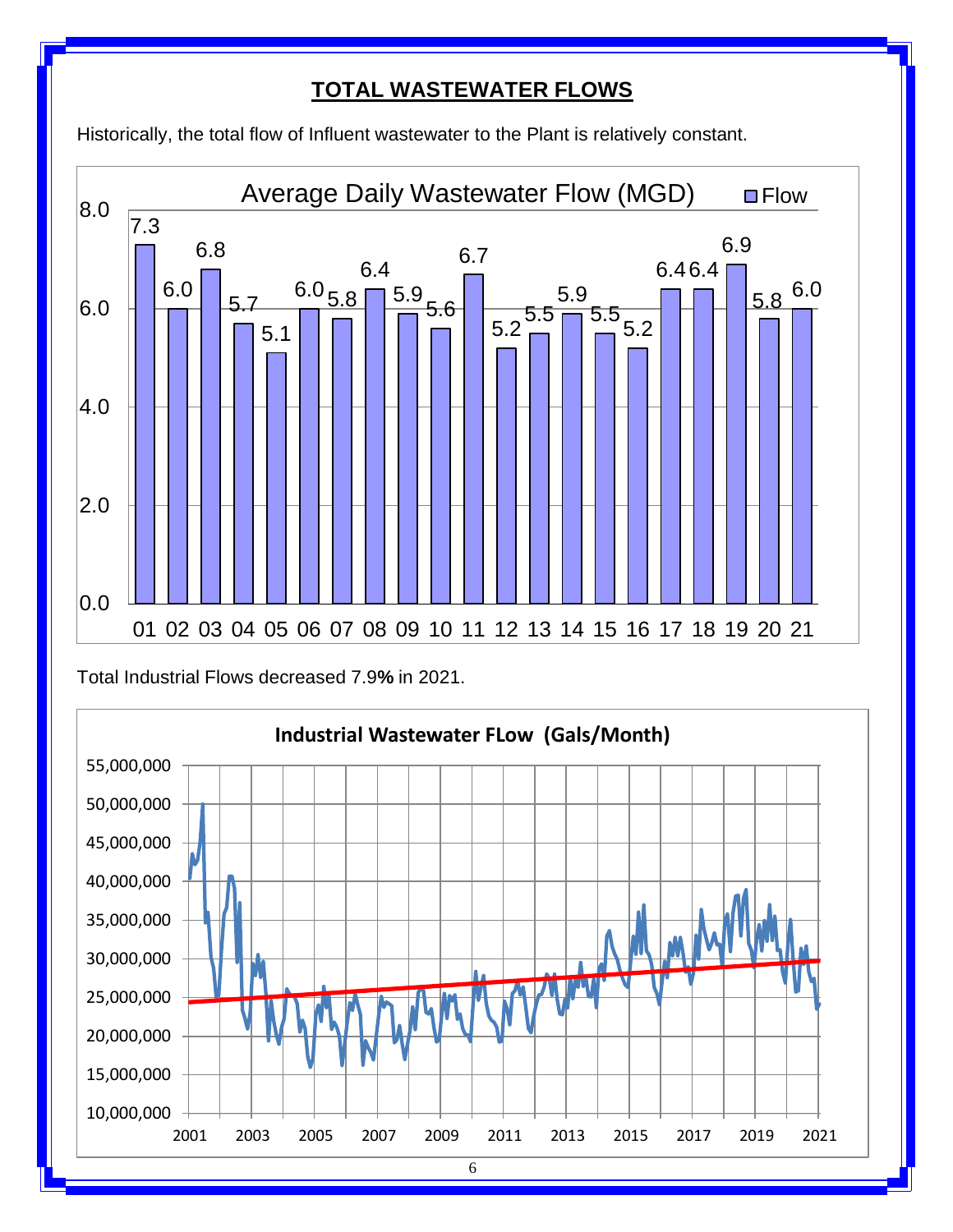# TOTAL WASTEWATER FLOWS

Historically, the total flow of Influent wastewater to the Plant is relatively constant.

**Average Daily Wastewater Flow (MGD)**

| Year | Flow |
|---|---|
| 01 | 7.3 |
| 02 | 6.0 |
| 03 | 6.8 |
| 04 | 5.7 |
| 05 | 5.1 |
| 06 | 6.0 |
| 07 | 5.8 |
| 08 | 6.4 |
| 09 | 5.9 |
| 10 | 5.6 |
| 11 | 6.7 |
| 12 | 5.2 |
| 13 | 5.5 |
| 14 | 5.9 |
| 15 | 5.5 |
| 16 | 5.2 |
| 17 | 6.4 |
| 18 | 6.4 |
| 19 | 6.9 |
| 20 | 5.8 |
| 21 | 6.0 |

Total Industrial Flows decreased 7.9**%** in 2021.

**Industrial Wastewater FLow (Gals/Month)**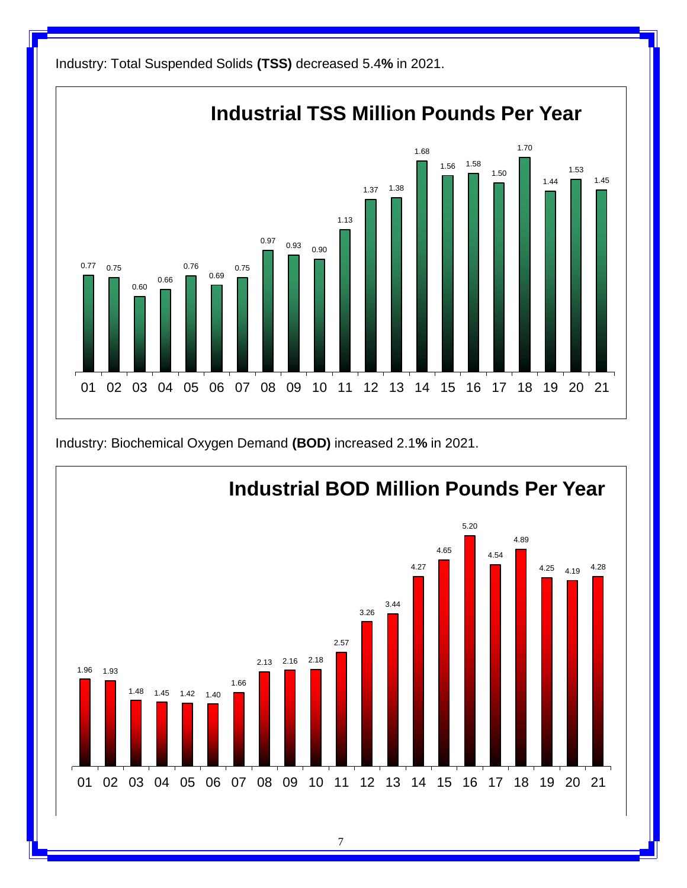Industry: Total Suspended Solids **(TSS)** decreased 5.4**%** in 2021.

**Industrial TSS Million Pounds Per Year**

| Year | 01 | 02 | 03 | 04 | 05 | 06 | 07 | 08 | 09 | 10 | 11 | 12 | 13 | 14 | 15 | 16 | 17 | 18 | 19 | 20 | 21 |
|---|---|---|---|---|---|---|---|---|---|---|---|---|---|---|---|---|---|---|---|---|---|
| TSS | 0.77 | 0.75 | 0.60 | 0.66 | 0.76 | 0.69 | 0.75 | 0.97 | 0.93 | 0.90 | 1.13 | 1.37 | 1.38 | 1.68 | 1.56 | 1.58 | 1.50 | 1.70 | 1.44 | 1.53 | 1.45 |

Industry: Biochemical Oxygen Demand **(BOD)** increased 2.1**%** in 2021.

**Industrial BOD Million Pounds Per Year**

| Year | 01 | 02 | 03 | 04 | 05 | 06 | 07 | 08 | 09 | 10 | 11 | 12 | 13 | 14 | 15 | 16 | 17 | 18 | 19 | 20 | 21 |
|---|---|---|---|---|---|---|---|---|---|---|---|---|---|---|---|---|---|---|---|---|---|
| BOD | 1.96 | 1.93 | 1.48 | 1.45 | 1.42 | 1.40 | 1.66 | 2.13 | 2.16 | 2.18 | 2.57 | 3.26 | 3.44 | 4.27 | 4.65 | 5.20 | 4.54 | 4.89 | 4.25 | 4.19 | 4.28 |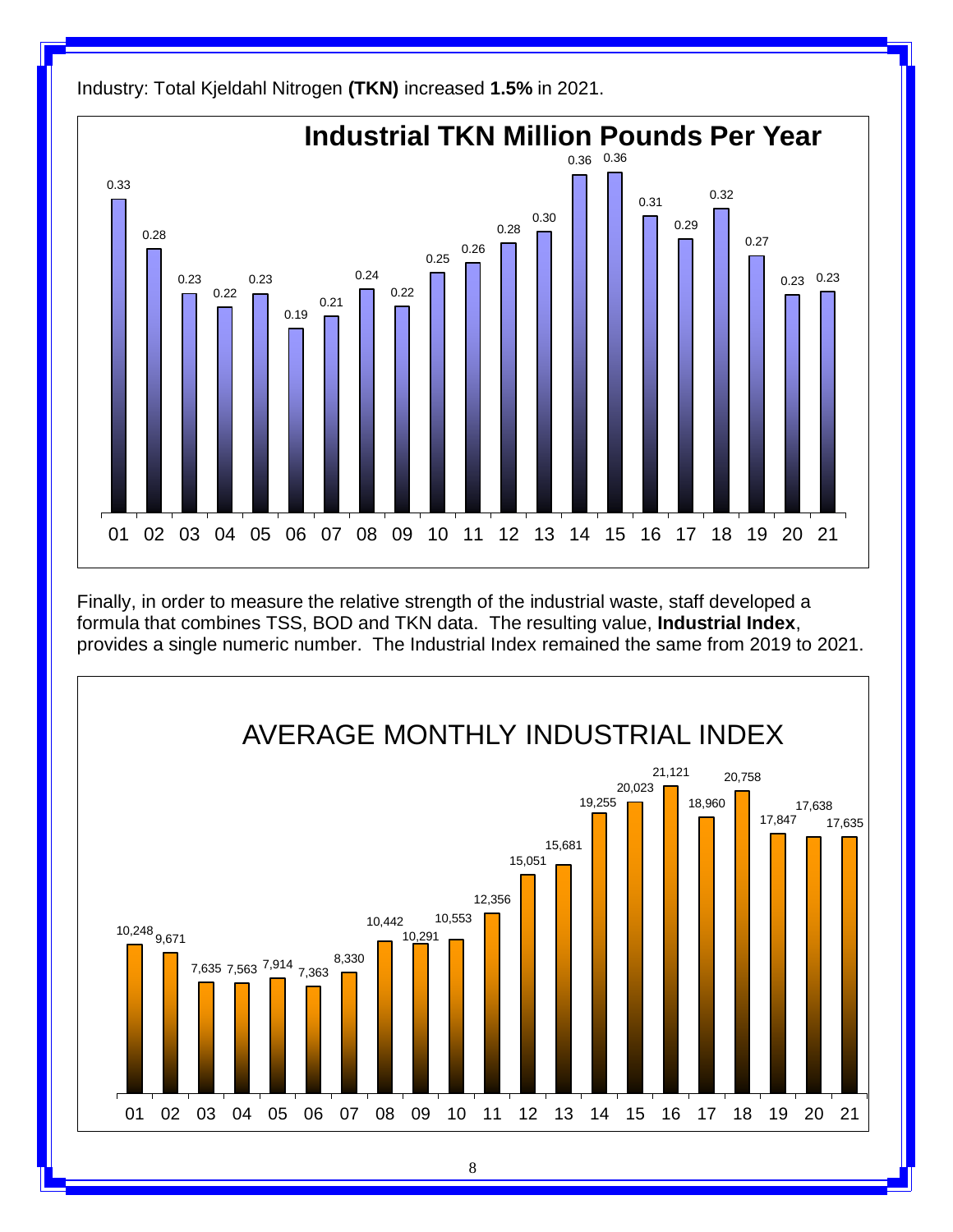Industry: Total Kjeldahl Nitrogen **(TKN)** increased **1.5%** in 2021.

**Industrial TKN Million Pounds Per Year**

| Year | 01 | 02 | 03 | 04 | 05 | 06 | 07 | 08 | 09 | 10 | 11 | 12 | 13 | 14 | 15 | 16 | 17 | 18 | 19 | 20 | 21 |
|---|---|---|---|---|---|---|---|---|---|---|---|---|---|---|---|---|---|---|---|---|---|
| TKN | 0.33 | 0.28 | 0.23 | 0.22 | 0.23 | 0.19 | 0.21 | 0.24 | 0.22 | 0.25 | 0.26 | 0.28 | 0.30 | 0.36 | 0.36 | 0.31 | 0.29 | 0.32 | 0.27 | 0.23 | 0.23 |

Finally, in order to measure the relative strength of the industrial waste, staff developed a formula that combines TSS, BOD and TKN data. The resulting value, **Industrial Index**, provides a single numeric number. The Industrial Index remained the same from 2019 to 2021.

AVERAGE MONTHLY INDUSTRIAL INDEX

| Year | 01 | 02 | 03 | 04 | 05 | 06 | 07 | 08 | 09 | 10 | 11 | 12 | 13 | 14 | 15 | 16 | 17 | 18 | 19 | 20 | 21 |
|---|---|---|---|---|---|---|---|---|---|---|---|---|---|---|---|---|---|---|---|---|---|
| Index | 10,248 | 9,671 | 7,635 | 7,563 | 7,914 | 7,363 | 8,330 | 10,442 | 10,291 | 10,553 | 12,356 | 15,051 | 15,681 | 19,255 | 20,023 | 21,121 | 18,960 | 20,758 | 17,847 | 17,638 | 17,635 |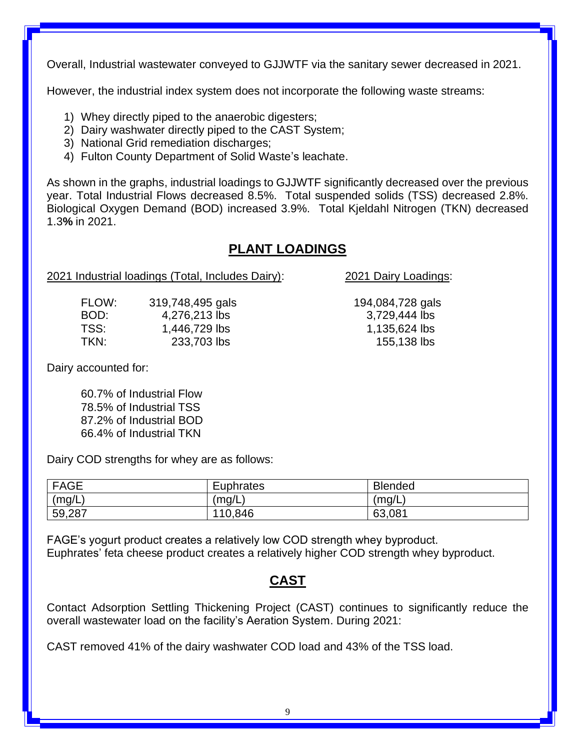Overall, Industrial wastewater conveyed to GJJWTF via the sanitary sewer decreased in 2021.

However, the industrial index system does not incorporate the following waste streams:

1) Whey directly piped to the anaerobic digesters;
2) Dairy washwater directly piped to the CAST System;
3) National Grid remediation discharges;
4) Fulton County Department of Solid Waste's leachate.

As shown in the graphs, industrial loadings to GJJWTF significantly decreased over the previous year. Total Industrial Flows decreased 8.5%. Total suspended solids (TSS) decreased 2.8%. Biological Oxygen Demand (BOD) increased 3.9%. Total Kjeldahl Nitrogen (TKN) decreased 1.3**%** in 2021.

## PLANT LOADINGS

| | 2021 Industrial loadings (Total, Includes Dairy): | 2021 Dairy Loadings: |
|---|---|---|
| FLOW: | 319,748,495 gals | 194,084,728 gals |
| BOD: | 4,276,213 lbs | 3,729,444 lbs |
| TSS: | 1,446,729 lbs | 1,135,624 lbs |
| TKN: | 233,703 lbs | 155,138 lbs |

Dairy accounted for:

60.7% of Industrial Flow
78.5% of Industrial TSS
87.2% of Industrial BOD
66.4% of Industrial TKN

Dairy COD strengths for whey are as follows:

| FAGE (mg/L) | Euphrates (mg/L) | Blended (mg/L) |
|---|---|---|
| 59,287 | 110,846 | 63,081 |

FAGE's yogurt product creates a relatively low COD strength whey byproduct.
Euphrates' feta cheese product creates a relatively higher COD strength whey byproduct.

## CAST

Contact Adsorption Settling Thickening Project (CAST) continues to significantly reduce the overall wastewater load on the facility's Aeration System. During 2021:

CAST removed 41% of the dairy washwater COD load and 43% of the TSS load.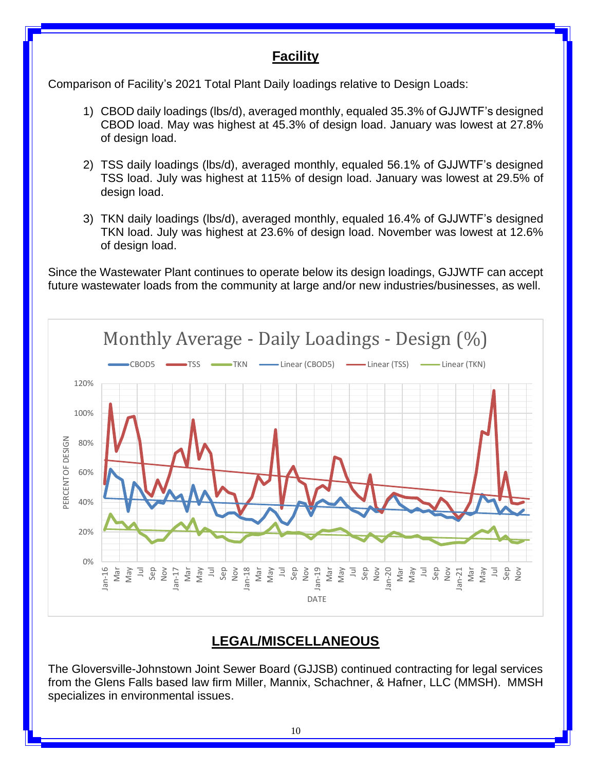## Facility

Comparison of Facility's 2021 Total Plant Daily loadings relative to Design Loads:

1) CBOD daily loadings (lbs/d), averaged monthly, equaled 35.3% of GJJWTF's designed CBOD load. May was highest at 45.3% of design load. January was lowest at 27.8% of design load.

2) TSS daily loadings (lbs/d), averaged monthly, equaled 56.1% of GJJWTF's designed TSS load. July was highest at 115% of design load. January was lowest at 29.5% of design load.

3) TKN daily loadings (lbs/d), averaged monthly, equaled 16.4% of GJJWTF's designed TKN load. July was highest at 23.6% of design load. November was lowest at 12.6% of design load.

Since the Wastewater Plant continues to operate below its design loadings, GJJWTF can accept future wastewater loads from the community at large and/or new industries/businesses, as well.

Monthly Average - Daily Loadings - Design (%)

## LEGAL/MISCELLANEOUS

The Gloversville-Johnstown Joint Sewer Board (GJJSB) continued contracting for legal services from the Glens Falls based law firm Miller, Mannix, Schachner, & Hafner, LLC (MMSH). MMSH specializes in environmental issues.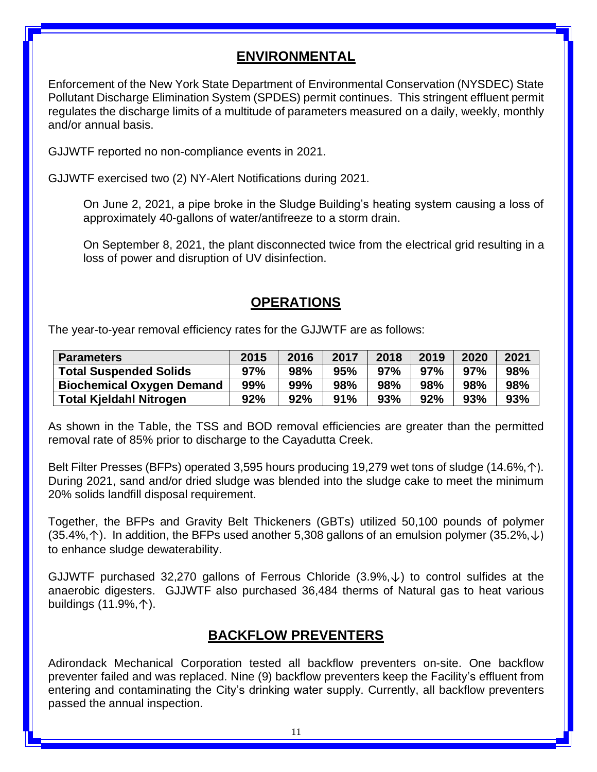## ENVIRONMENTAL

Enforcement of the New York State Department of Environmental Conservation (NYSDEC) State Pollutant Discharge Elimination System (SPDES) permit continues. This stringent effluent permit regulates the discharge limits of a multitude of parameters measured on a daily, weekly, monthly and/or annual basis.

GJJWTF reported no non-compliance events in 2021.

GJJWTF exercised two (2) NY-Alert Notifications during 2021.

> On June 2, 2021, a pipe broke in the Sludge Building's heating system causing a loss of approximately 40-gallons of water/antifreeze to a storm drain.
>
> On September 8, 2021, the plant disconnected twice from the electrical grid resulting in a loss of power and disruption of UV disinfection.

## OPERATIONS

The year-to-year removal efficiency rates for the GJJWTF are as follows:

| Parameters | 2015 | 2016 | 2017 | 2018 | 2019 | 2020 | 2021 |
|---|---|---|---|---|---|---|---|
| Total Suspended Solids | 97% | 98% | 95% | 97% | 97% | 97% | 98% |
| Biochemical Oxygen Demand | 99% | 99% | 98% | 98% | 98% | 98% | 98% |
| Total Kjeldahl Nitrogen | 92% | 92% | 91% | 93% | 92% | 93% | 93% |

As shown in the Table, the TSS and BOD removal efficiencies are greater than the permitted removal rate of 85% prior to discharge to the Cayadutta Creek.

Belt Filter Presses (BFPs) operated 3,595 hours producing 19,279 wet tons of sludge (14.6%,↑). During 2021, sand and/or dried sludge was blended into the sludge cake to meet the minimum 20% solids landfill disposal requirement.

Together, the BFPs and Gravity Belt Thickeners (GBTs) utilized 50,100 pounds of polymer (35.4%,↑). In addition, the BFPs used another 5,308 gallons of an emulsion polymer (35.2%,↓) to enhance sludge dewaterability.

GJJWTF purchased 32,270 gallons of Ferrous Chloride (3.9%,↓) to control sulfides at the anaerobic digesters. GJJWTF also purchased 36,484 therms of Natural gas to heat various buildings (11.9%,↑).

## BACKFLOW PREVENTERS

Adirondack Mechanical Corporation tested all backflow preventers on-site. One backflow preventer failed and was replaced. Nine (9) backflow preventers keep the Facility's effluent from entering and contaminating the City's drinking water supply. Currently, all backflow preventers passed the annual inspection.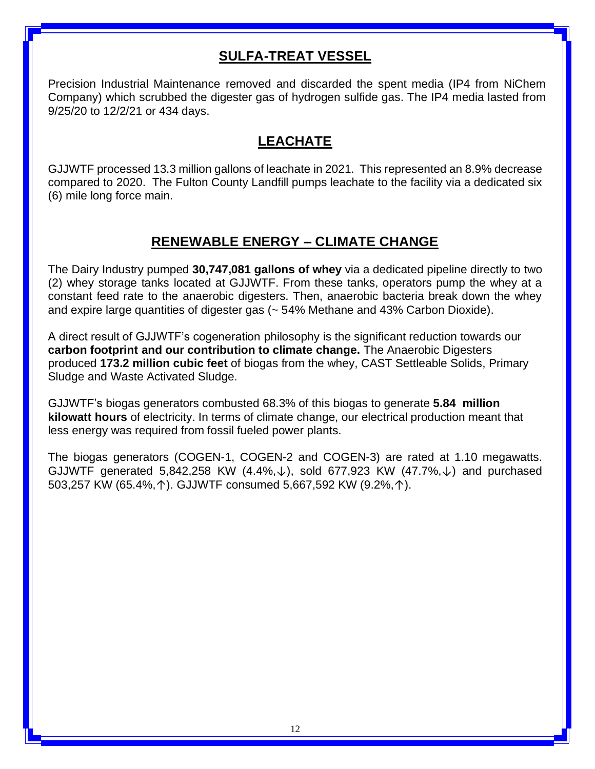## SULFA-TREAT VESSEL

Precision Industrial Maintenance removed and discarded the spent media (IP4 from NiChem Company) which scrubbed the digester gas of hydrogen sulfide gas. The IP4 media lasted from 9/25/20 to 12/2/21 or 434 days.

## LEACHATE

GJJWTF processed 13.3 million gallons of leachate in 2021. This represented an 8.9% decrease compared to 2020. The Fulton County Landfill pumps leachate to the facility via a dedicated six (6) mile long force main.

## RENEWABLE ENERGY – CLIMATE CHANGE

The Dairy Industry pumped **30,747,081 gallons of whey** via a dedicated pipeline directly to two (2) whey storage tanks located at GJJWTF. From these tanks, operators pump the whey at a constant feed rate to the anaerobic digesters. Then, anaerobic bacteria break down the whey and expire large quantities of digester gas (~ 54% Methane and 43% Carbon Dioxide).

A direct result of GJJWTF's cogeneration philosophy is the significant reduction towards our **carbon footprint and our contribution to climate change.** The Anaerobic Digesters produced **173.2 million cubic feet** of biogas from the whey, CAST Settleable Solids, Primary Sludge and Waste Activated Sludge.

GJJWTF's biogas generators combusted 68.3% of this biogas to generate **5.84 million kilowatt hours** of electricity. In terms of climate change, our electrical production meant that less energy was required from fossil fueled power plants.

The biogas generators (COGEN-1, COGEN-2 and COGEN-3) are rated at 1.10 megawatts. GJJWTF generated 5,842,258 KW (4.4%,↓), sold 677,923 KW (47.7%,↓) and purchased 503,257 KW (65.4%,↑). GJJWTF consumed 5,667,592 KW (9.2%,↑).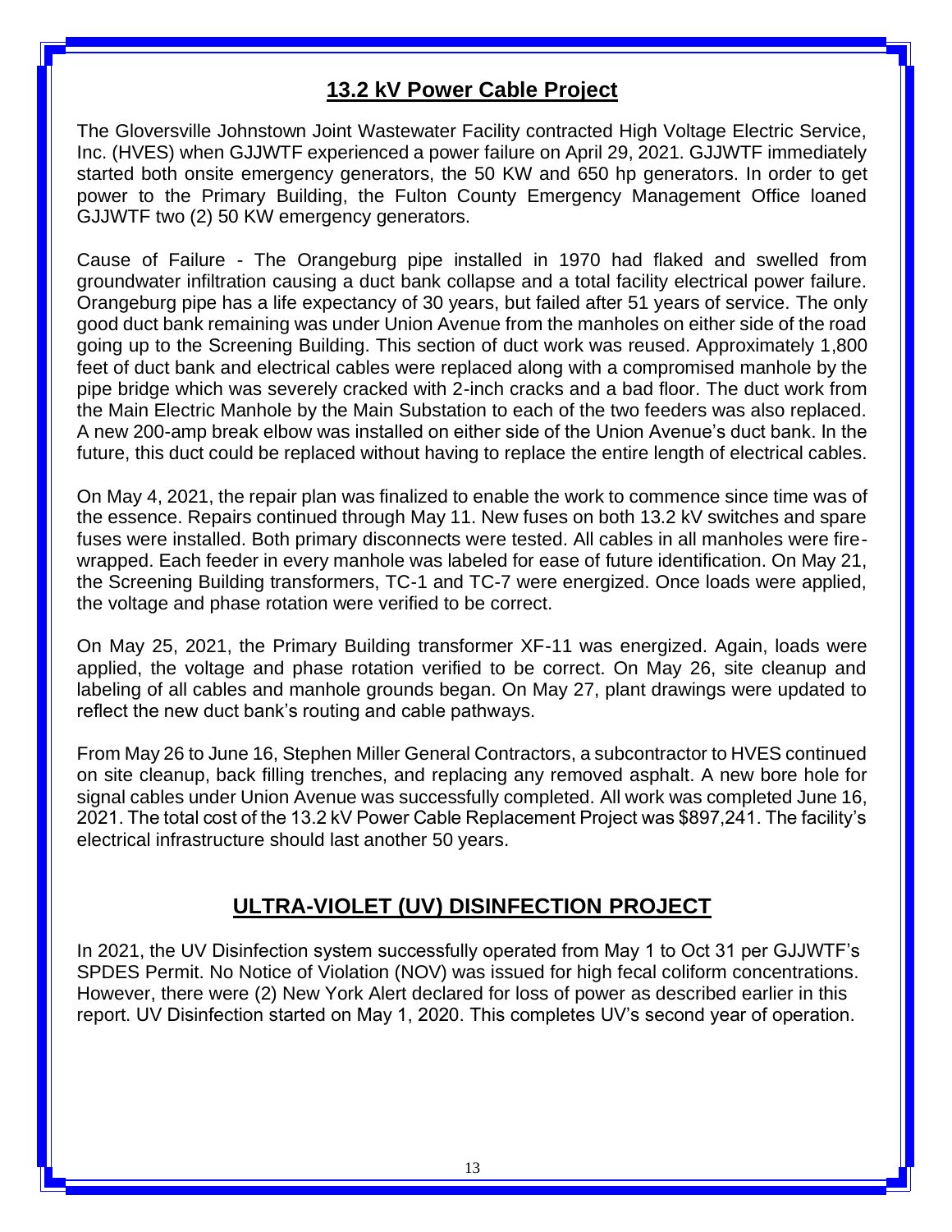## 13.2 kV Power Cable Project

The Gloversville Johnstown Joint Wastewater Facility contracted High Voltage Electric Service, Inc. (HVES) when GJJWTF experienced a power failure on April 29, 2021. GJJWTF immediately started both onsite emergency generators, the 50 KW and 650 hp generators. In order to get power to the Primary Building, the Fulton County Emergency Management Office loaned GJJWTF two (2) 50 KW emergency generators.

Cause of Failure - The Orangeburg pipe installed in 1970 had flaked and swelled from groundwater infiltration causing a duct bank collapse and a total facility electrical power failure. Orangeburg pipe has a life expectancy of 30 years, but failed after 51 years of service. The only good duct bank remaining was under Union Avenue from the manholes on either side of the road going up to the Screening Building. This section of duct work was reused. Approximately 1,800 feet of duct bank and electrical cables were replaced along with a compromised manhole by the pipe bridge which was severely cracked with 2-inch cracks and a bad floor. The duct work from the Main Electric Manhole by the Main Substation to each of the two feeders was also replaced. A new 200-amp break elbow was installed on either side of the Union Avenue's duct bank. In the future, this duct could be replaced without having to replace the entire length of electrical cables.

On May 4, 2021, the repair plan was finalized to enable the work to commence since time was of the essence. Repairs continued through May 11. New fuses on both 13.2 kV switches and spare fuses were installed. Both primary disconnects were tested. All cables in all manholes were fire-wrapped. Each feeder in every manhole was labeled for ease of future identification. On May 21, the Screening Building transformers, TC-1 and TC-7 were energized. Once loads were applied, the voltage and phase rotation were verified to be correct.

On May 25, 2021, the Primary Building transformer XF-11 was energized. Again, loads were applied, the voltage and phase rotation verified to be correct. On May 26, site cleanup and labeling of all cables and manhole grounds began. On May 27, plant drawings were updated to reflect the new duct bank's routing and cable pathways.

From May 26 to June 16, Stephen Miller General Contractors, a subcontractor to HVES continued on site cleanup, back filling trenches, and replacing any removed asphalt. A new bore hole for signal cables under Union Avenue was successfully completed. All work was completed June 16, 2021. The total cost of the 13.2 kV Power Cable Replacement Project was $897,241. The facility's electrical infrastructure should last another 50 years.

## ULTRA-VIOLET (UV) DISINFECTION PROJECT

In 2021, the UV Disinfection system successfully operated from May 1 to Oct 31 per GJJWTF's SPDES Permit. No Notice of Violation (NOV) was issued for high fecal coliform concentrations. However, there were (2) New York Alert declared for loss of power as described earlier in this report. UV Disinfection started on May 1, 2020. This completes UV's second year of operation.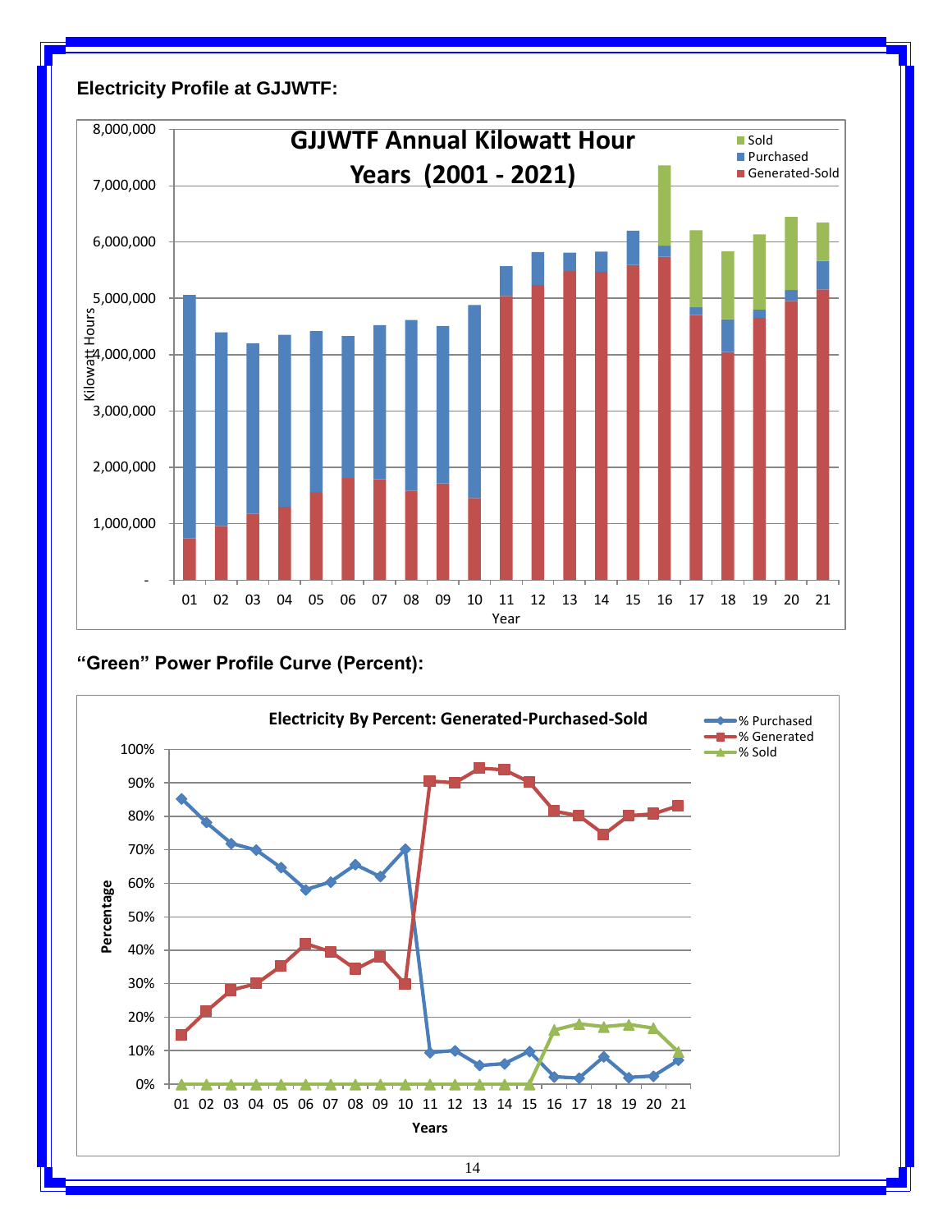**Electricity Profile at GJJWTF:**

**“Green” Power Profile Curve (Percent):**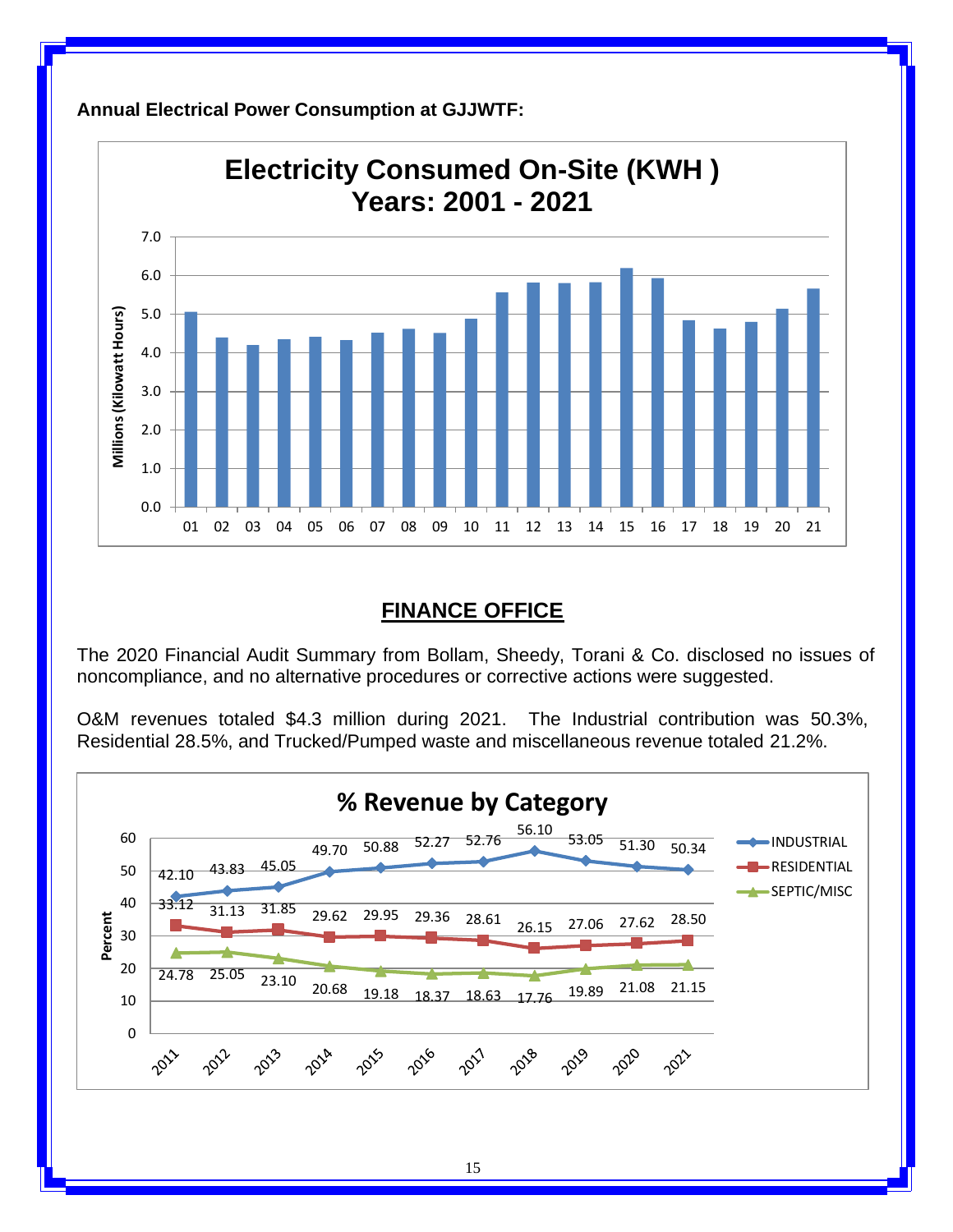**Annual Electrical Power Consumption at GJJWTF:**

**Electricity Consumed On-Site (KWH )**
**Years: 2001 - 2021**

## FINANCE OFFICE

The 2020 Financial Audit Summary from Bollam, Sheedy, Torani & Co. disclosed no issues of noncompliance, and no alternative procedures or corrective actions were suggested.

O&M revenues totaled $4.3 million during 2021. The Industrial contribution was 50.3%, Residential 28.5%, and Trucked/Pumped waste and miscellaneous revenue totaled 21.2%.

**% Revenue by Category**

| Year | INDUSTRIAL | RESIDENTIAL | SEPTIC/MISC |
|---|---|---|---|
| 2011 | 42.10 | 33.12 | 24.78 |
| 2012 | 43.83 | 31.13 | 25.05 |
| 2013 | 45.05 | 31.85 | 23.10 |
| 2014 | 49.70 | 29.62 | 20.68 |
| 2015 | 50.88 | 29.95 | 19.18 |
| 2016 | 52.27 | 29.36 | 18.37 |
| 2017 | 52.76 | 28.61 | 18.63 |
| 2018 | 56.10 | 26.15 | 17.76 |
| 2019 | 53.05 | 27.06 | 19.89 |
| 2020 | 51.30 | 27.62 | 21.08 |
| 2021 | 50.34 | 28.50 | 21.15 |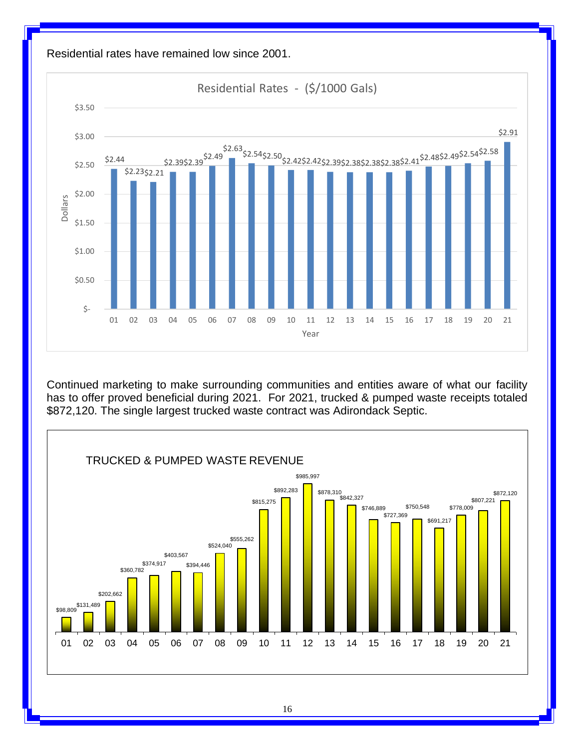Residential rates have remained low since 2001.

**Residential Rates - ($/1000 Gals)**

| Year | Dollars |
|---|---|
| 01 | $2.44 |
| 02 | $2.23 |
| 03 | $2.21 |
| 04 | $2.39 |
| 05 | $2.39 |
| 06 | $2.49 |
| 07 | $2.63 |
| 08 | $2.54 |
| 09 | $2.50 |
| 10 | $2.42 |
| 11 | $2.42 |
| 12 | $2.39 |
| 13 | $2.38 |
| 14 | $2.38 |
| 15 | $2.38 |
| 16 | $2.41 |
| 17 | $2.48 |
| 18 | $2.49 |
| 19 | $2.54 |
| 20 | $2.58 |
| 21 | $2.91 |

Continued marketing to make surrounding communities and entities aware of what our facility has to offer proved beneficial during 2021. For 2021, trucked & pumped waste receipts totaled $872,120. The single largest trucked waste contract was Adirondack Septic.

**TRUCKED & PUMPED WASTE REVENUE**

| Year | Revenue |
|---|---|
| 01 | $98,809 |
| 02 | $131,489 |
| 03 | $202,662 |
| 04 | $360,782 |
| 05 | $374,917 |
| 06 | $403,567 |
| 07 | $394,446 |
| 08 | $524,040 |
| 09 | $555,262 |
| 10 | $815,275 |
| 11 | $892,283 |
| 12 | $985,997 |
| 13 | $878,310 |
| 14 | $842,327 |
| 15 | $746,889 |
| 16 | $727,369 |
| 17 | $750,548 |
| 18 | $691,217 |
| 19 | $778,009 |
| 20 | $807,221 |
| 21 | $872,120 |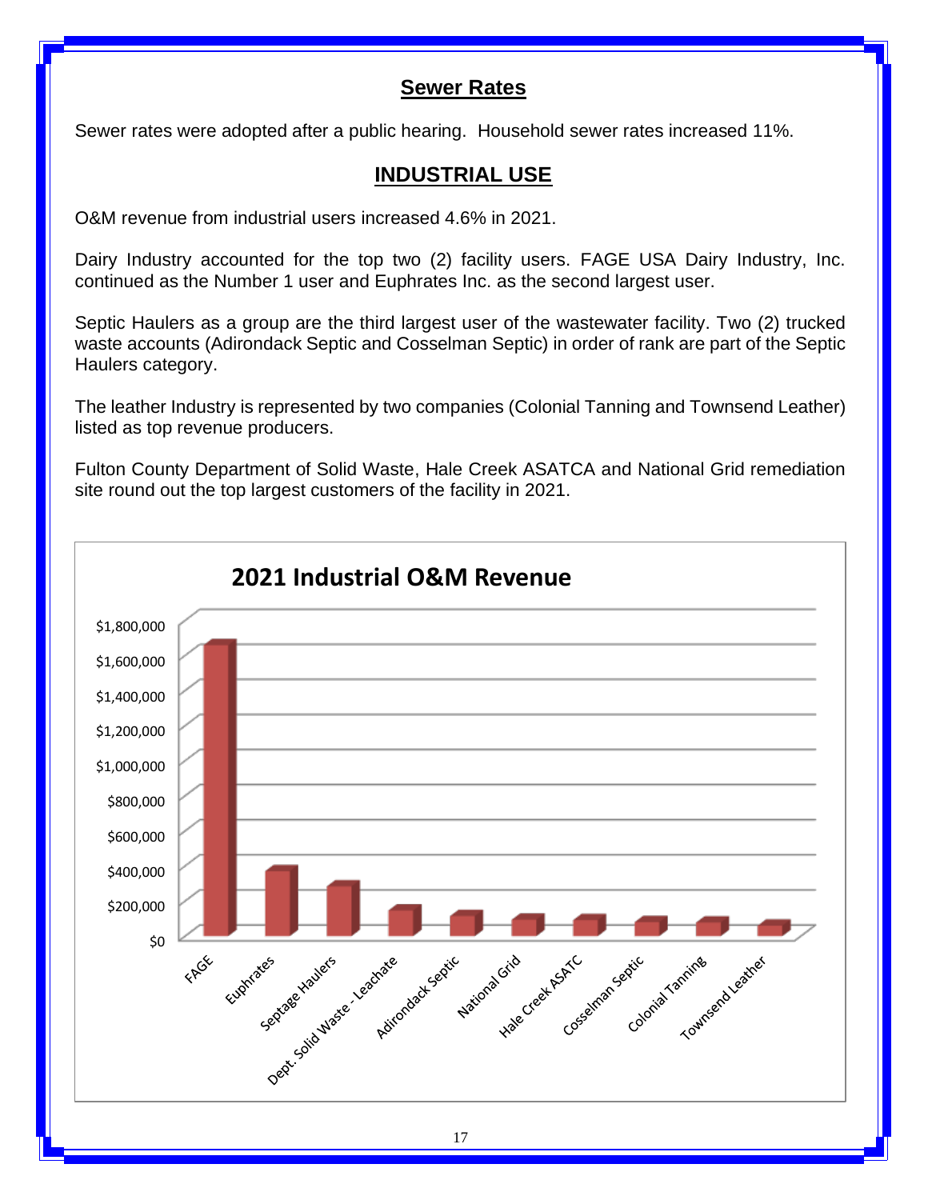## Sewer Rates

Sewer rates were adopted after a public hearing. Household sewer rates increased 11%.

## INDUSTRIAL USE

O&M revenue from industrial users increased 4.6% in 2021.

Dairy Industry accounted for the top two (2) facility users. FAGE USA Dairy Industry, Inc. continued as the Number 1 user and Euphrates Inc. as the second largest user.

Septic Haulers as a group are the third largest user of the wastewater facility. Two (2) trucked waste accounts (Adirondack Septic and Cosselman Septic) in order of rank are part of the Septic Haulers category.

The leather Industry is represented by two companies (Colonial Tanning and Townsend Leather) listed as top revenue producers.

Fulton County Department of Solid Waste, Hale Creek ASATCA and National Grid remediation site round out the top largest customers of the facility in 2021.

**2021 Industrial O&M Revenue**

Y-axis: $0, $200,000, $400,000, $600,000, $800,000, $1,000,000, $1,200,000, $1,400,000, $1,600,000, $1,800,000

X-axis: FAGE, Euphrates, Septage Haulers, Dept. Solid Waste - Leachate, Adirondack Septic, National Grid, Hale Creek ASATC, Cosselman Septic, Colonial Tanning, Townsend Leather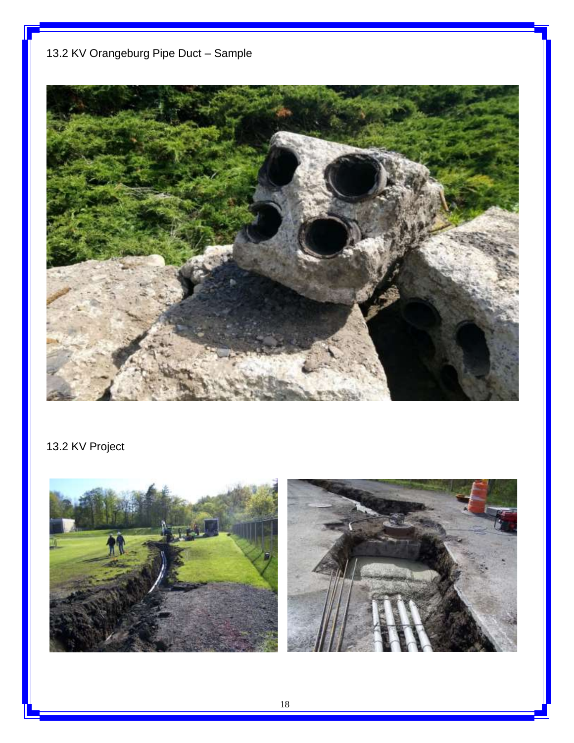13.2 KV Orangeburg Pipe Duct – Sample

13.2 KV Project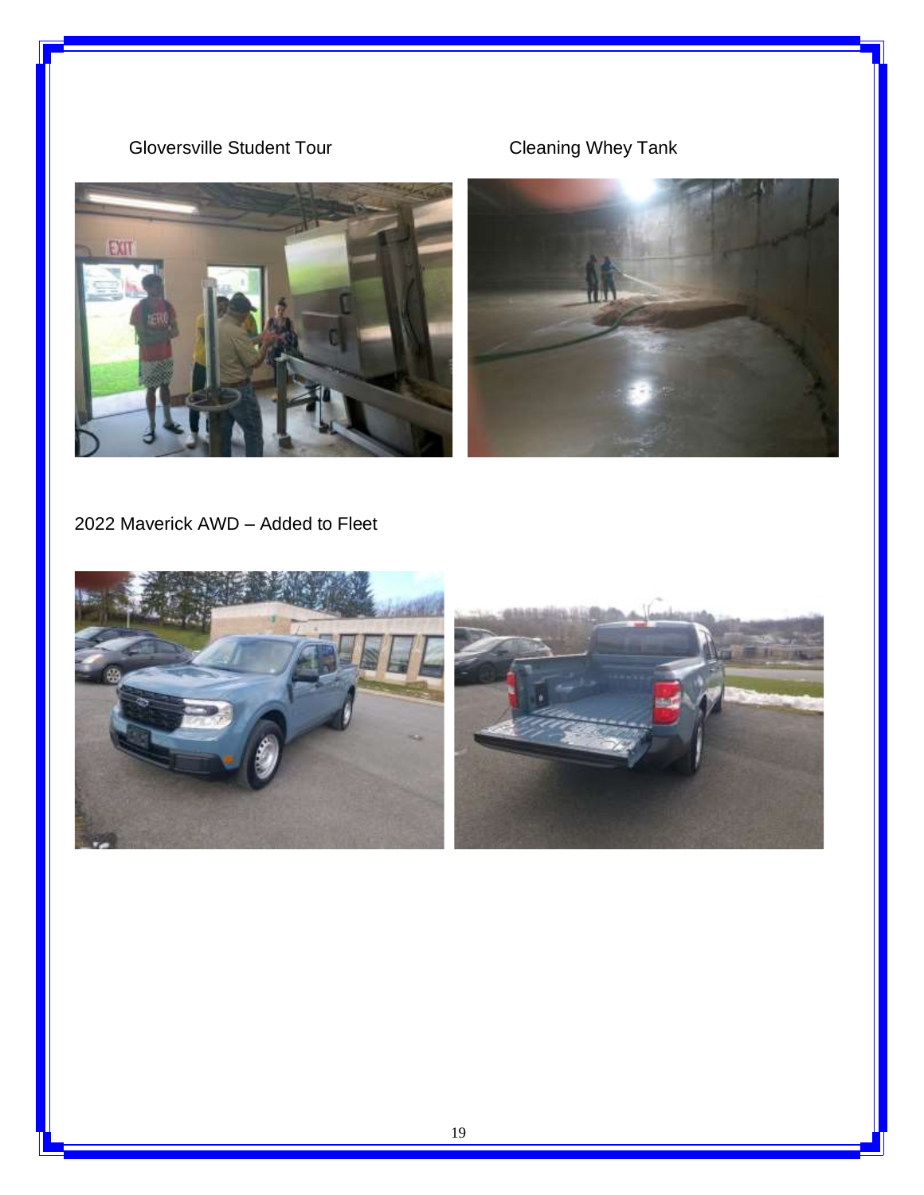Gloversville Student Tour

Cleaning Whey Tank

2022 Maverick AWD – Added to Fleet